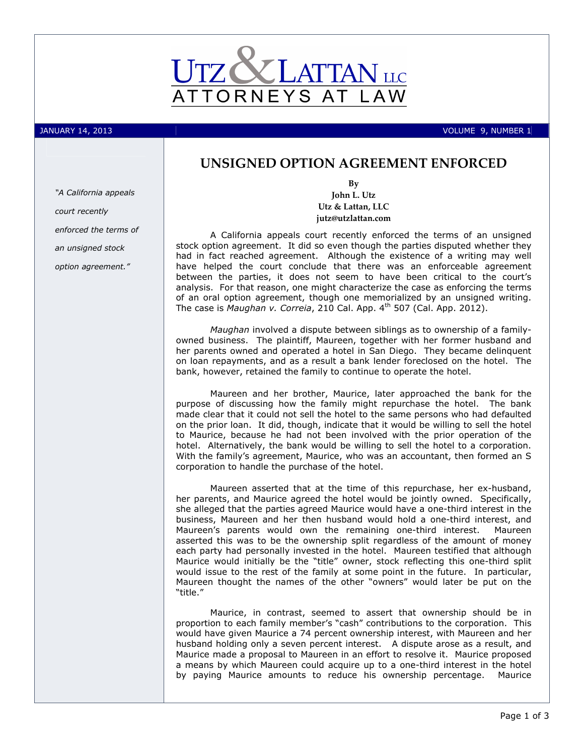# UTZ & LATTAN LLC
ATTORNEYS AT LAW

JANUARY 14, 2013 | VOLUME 9, NUMBER 1

*"A California appeals court recently enforced the terms of an unsigned stock option agreement."*

## UNSIGNED OPTION AGREEMENT ENFORCED

**By**
**John L. Utz**
**Utz & Lattan, LLC**
**jutz@utzlattan.com**

A California appeals court recently enforced the terms of an unsigned stock option agreement. It did so even though the parties disputed whether they had in fact reached agreement. Although the existence of a writing may well have helped the court conclude that there was an enforceable agreement between the parties, it does not seem to have been critical to the court's analysis. For that reason, one might characterize the case as enforcing the terms of an oral option agreement, though one memorialized by an unsigned writing. The case is *Maughan v. Correia*, 210 Cal. App. 4th 507 (Cal. App. 2012).

*Maughan* involved a dispute between siblings as to ownership of a family-owned business. The plaintiff, Maureen, together with her former husband and her parents owned and operated a hotel in San Diego. They became delinquent on loan repayments, and as a result a bank lender foreclosed on the hotel. The bank, however, retained the family to continue to operate the hotel.

Maureen and her brother, Maurice, later approached the bank for the purpose of discussing how the family might repurchase the hotel. The bank made clear that it could not sell the hotel to the same persons who had defaulted on the prior loan. It did, though, indicate that it would be willing to sell the hotel to Maurice, because he had not been involved with the prior operation of the hotel. Alternatively, the bank would be willing to sell the hotel to a corporation. With the family's agreement, Maurice, who was an accountant, then formed an S corporation to handle the purchase of the hotel.

Maureen asserted that at the time of this repurchase, her ex-husband, her parents, and Maurice agreed the hotel would be jointly owned. Specifically, she alleged that the parties agreed Maurice would have a one-third interest in the business, Maureen and her then husband would hold a one-third interest, and Maureen's parents would own the remaining one-third interest. Maureen asserted this was to be the ownership split regardless of the amount of money each party had personally invested in the hotel. Maureen testified that although Maurice would initially be the "title" owner, stock reflecting this one-third split would issue to the rest of the family at some point in the future. In particular, Maureen thought the names of the other "owners" would later be put on the "title."

Maurice, in contrast, seemed to assert that ownership should be in proportion to each family member's "cash" contributions to the corporation. This would have given Maurice a 74 percent ownership interest, with Maureen and her husband holding only a seven percent interest. A dispute arose as a result, and Maurice made a proposal to Maureen in an effort to resolve it. Maurice proposed a means by which Maureen could acquire up to a one-third interest in the hotel by paying Maurice amounts to reduce his ownership percentage. Maurice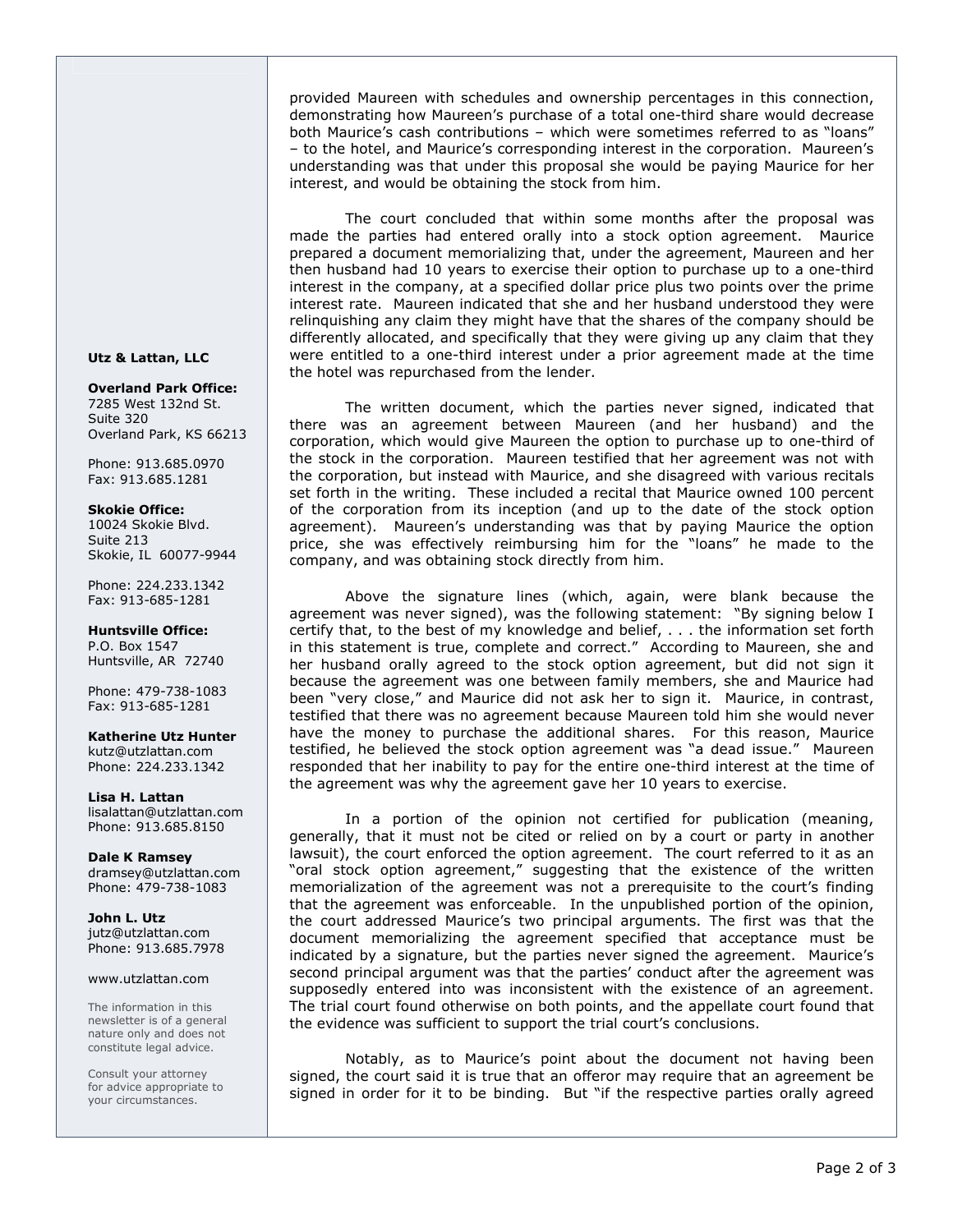provided Maureen with schedules and ownership percentages in this connection, demonstrating how Maureen's purchase of a total one-third share would decrease both Maurice's cash contributions – which were sometimes referred to as "loans" – to the hotel, and Maurice's corresponding interest in the corporation. Maureen's understanding was that under this proposal she would be paying Maurice for her interest, and would be obtaining the stock from him.

The court concluded that within some months after the proposal was made the parties had entered orally into a stock option agreement. Maurice prepared a document memorializing that, under the agreement, Maureen and her then husband had 10 years to exercise their option to purchase up to a one-third interest in the company, at a specified dollar price plus two points over the prime interest rate. Maureen indicated that she and her husband understood they were relinquishing any claim they might have that the shares of the company should be differently allocated, and specifically that they were giving up any claim that they were entitled to a one-third interest under a prior agreement made at the time the hotel was repurchased from the lender.

The written document, which the parties never signed, indicated that there was an agreement between Maureen (and her husband) and the corporation, which would give Maureen the option to purchase up to one-third of the stock in the corporation. Maureen testified that her agreement was not with the corporation, but instead with Maurice, and she disagreed with various recitals set forth in the writing. These included a recital that Maurice owned 100 percent of the corporation from its inception (and up to the date of the stock option agreement). Maureen's understanding was that by paying Maurice the option price, she was effectively reimbursing him for the "loans" he made to the company, and was obtaining stock directly from him.

Above the signature lines (which, again, were blank because the agreement was never signed), was the following statement: "By signing below I certify that, to the best of my knowledge and belief, . . . the information set forth in this statement is true, complete and correct." According to Maureen, she and her husband orally agreed to the stock option agreement, but did not sign it because the agreement was one between family members, she and Maurice had been "very close," and Maurice did not ask her to sign it. Maurice, in contrast, testified that there was no agreement because Maureen told him she would never have the money to purchase the additional shares. For this reason, Maurice testified, he believed the stock option agreement was "a dead issue." Maureen responded that her inability to pay for the entire one-third interest at the time of the agreement was why the agreement gave her 10 years to exercise.

In a portion of the opinion not certified for publication (meaning, generally, that it must not be cited or relied on by a court or party in another lawsuit), the court enforced the option agreement. The court referred to it as an "oral stock option agreement," suggesting that the existence of the written memorialization of the agreement was not a prerequisite to the court's finding that the agreement was enforceable. In the unpublished portion of the opinion, the court addressed Maurice's two principal arguments. The first was that the document memorializing the agreement specified that acceptance must be indicated by a signature, but the parties never signed the agreement. Maurice's second principal argument was that the parties' conduct after the agreement was supposedly entered into was inconsistent with the existence of an agreement. The trial court found otherwise on both points, and the appellate court found that the evidence was sufficient to support the trial court's conclusions.

Notably, as to Maurice's point about the document not having been signed, the court said it is true that an offeror may require that an agreement be signed in order for it to be binding. But "if the respective parties orally agreed

**Utz & Lattan, LLC**

**Overland Park Office:**
7285 West 132nd St.
Suite 320
Overland Park, KS 66213

Phone: 913.685.0970
Fax: 913.685.1281

**Skokie Office:**
10024 Skokie Blvd.
Suite 213
Skokie, IL 60077-9944

Phone: 224.233.1342
Fax: 913-685-1281

**Huntsville Office:**
P.O. Box 1547
Huntsville, AR 72740

Phone: 479-738-1083
Fax: 913-685-1281

**Katherine Utz Hunter**
kutz@utzlattan.com
Phone: 224.233.1342

**Lisa H. Lattan**
lisalattan@utzlattan.com
Phone: 913.685.8150

**Dale K Ramsey**
dramsey@utzlattan.com
Phone: 479-738-1083

**John L. Utz**
jutz@utzlattan.com
Phone: 913.685.7978

www.utzlattan.com

The information in this newsletter is of a general nature only and does not constitute legal advice.

Consult your attorney for advice appropriate to your circumstances.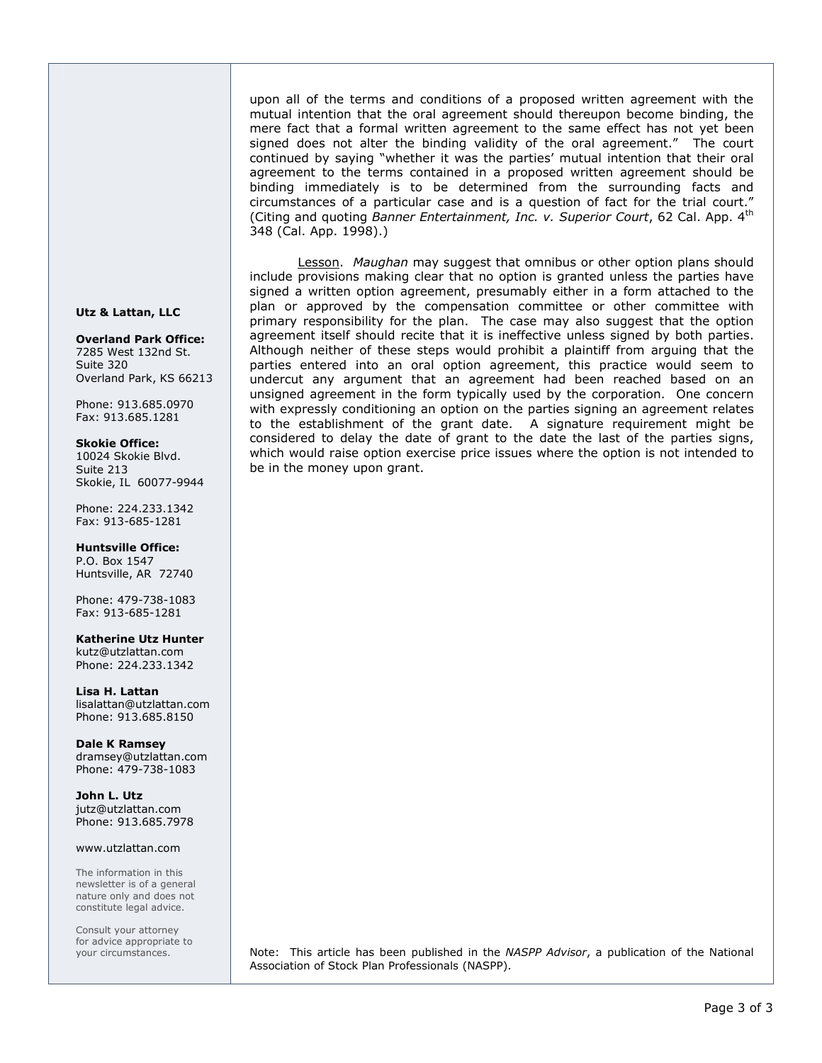upon all of the terms and conditions of a proposed written agreement with the mutual intention that the oral agreement should thereupon become binding, the mere fact that a formal written agreement to the same effect has not yet been signed does not alter the binding validity of the oral agreement." The court continued by saying "whether it was the parties' mutual intention that their oral agreement to the terms contained in a proposed written agreement should be binding immediately is to be determined from the surrounding facts and circumstances of a particular case and is a question of fact for the trial court." (Citing and quoting *Banner Entertainment, Inc. v. Superior Court*, 62 Cal. App. 4th 348 (Cal. App. 1998).)

Lesson. *Maughan* may suggest that omnibus or other option plans should include provisions making clear that no option is granted unless the parties have signed a written option agreement, presumably either in a form attached to the plan or approved by the compensation committee or other committee with primary responsibility for the plan. The case may also suggest that the option agreement itself should recite that it is ineffective unless signed by both parties. Although neither of these steps would prohibit a plaintiff from arguing that the parties entered into an oral option agreement, this practice would seem to undercut any argument that an agreement had been reached based on an unsigned agreement in the form typically used by the corporation. One concern with expressly conditioning an option on the parties signing an agreement relates to the establishment of the grant date. A signature requirement might be considered to delay the date of grant to the date the last of the parties signs, which would raise option exercise price issues where the option is not intended to be in the money upon grant.

Note: This article has been published in the *NASPP Advisor*, a publication of the National Association of Stock Plan Professionals (NASPP).

**Utz & Lattan, LLC**

**Overland Park Office:**
7285 West 132nd St.
Suite 320
Overland Park, KS 66213

Phone: 913.685.0970
Fax: 913.685.1281

**Skokie Office:**
10024 Skokie Blvd.
Suite 213
Skokie, IL 60077-9944

Phone: 224.233.1342
Fax: 913-685-1281

**Huntsville Office:**
P.O. Box 1547
Huntsville, AR 72740

Phone: 479-738-1083
Fax: 913-685-1281

**Katherine Utz Hunter**
kutz@utzlattan.com
Phone: 224.233.1342

**Lisa H. Lattan**
lisalattan@utzlattan.com
Phone: 913.685.8150

**Dale K Ramsey**
dramsey@utzlattan.com
Phone: 479-738-1083

**John L. Utz**
jutz@utzlattan.com
Phone: 913.685.7978

www.utzlattan.com

The information in this newsletter is of a general nature only and does not constitute legal advice.

Consult your attorney for advice appropriate to your circumstances.